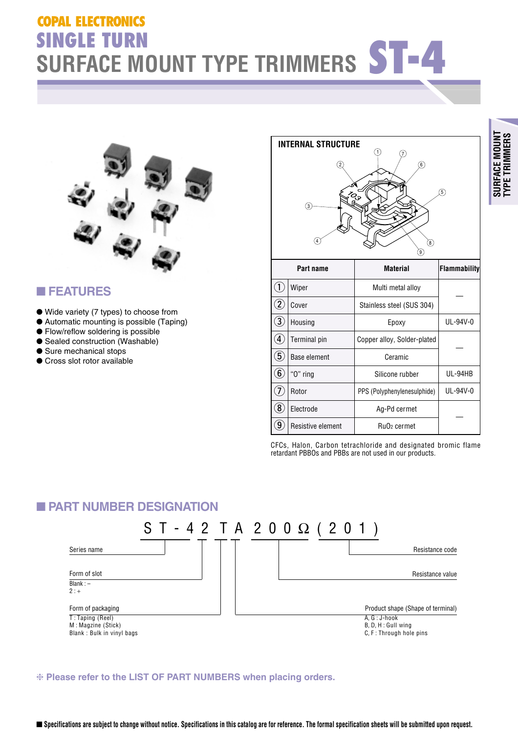COPAL ELECTRONICS

# SINGLE TURN SURFACE MOUNT TYPE TRIMMERS ST-4

## FEATURES

- Wide variety (7 types) to choose from
- Automatic mounting is possible (Taping)
- Flow/reflow soldering is possible
- Sealed construction (Washable)
- Sure mechanical stops
- Cross slot rotor available

## INTERNAL STRUCTURE

| | Part name | Material | Flammability |
|---|---|---|---|
| ① | Wiper | Multi metal alloy | — |
| ② | Cover | Stainless steel (SUS 304) | |
| ③ | Housing | Epoxy | UL-94V-0 |
| ④ | Terminal pin | Copper alloy, Solder-plated | — |
| ⑤ | Base element | Ceramic | |
| ⑥ | "O" ring | Silicone rubber | UL-94HB |
| ⑦ | Rotor | PPS (Polyphenylenesulphide) | UL-94V-0 |
| ⑧ | Electrode | Ag-Pd cermet | — |
| ⑨ | Resistive element | $RuO_2$ cermet | |

CFCs, Halon, Carbon tetrachloride and designated bromic flame retardant PBBOs and PBBs are not used in our products.

## PART NUMBER DESIGNATION

ST-4 2 T A 200Ω (201)

- Series name: ST-4
- Form of slot: 2
  - Blank : –
  - 2 : +
- Form of packaging: T
  - T : Taping (Reel)
  - M : Magzine (Stick)
  - Blank : Bulk in vinyl bags
- Product shape (Shape of terminal): A
  - A, G : J-hook
  - B, D, H : Gull wing
  - C, F : Through hole pins
- Resistance value: 200Ω
- Resistance code: (201)

❊ Please refer to the LIST OF PART NUMBERS when placing orders.

■ Specifications are subject to change without notice. Specifications in this catalog are for reference. The formal specification sheets will be submitted upon request.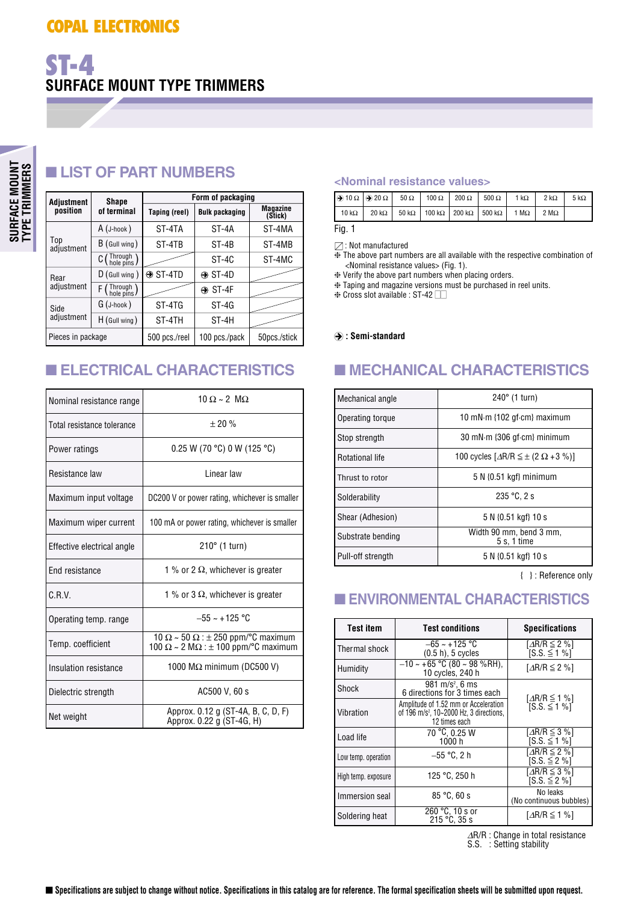COPAL ELECTRONICS

# ST-4

## SURFACE MOUNT TYPE TRIMMERS

## ■ LIST OF PART NUMBERS

| Adjustment position | Shape of terminal | Taping (reel) | Bulk packaging | Magazine (Stick) |
|---|---|---|---|---|
| | | Form of packaging | | |
| Top adjustment | A (J-hook) | ST-4TA | ST-4A | ST-4MA |
| | B (Gull wing) | ST-4TB | ST-4B | ST-4MB |
| | C (Through hole pins) | ▨ | ST-4C | ST-4MC |
| Rear adjustment | D (Gull wing) | ➔ ST-4TD | ➔ ST-4D | ▨ |
| | F (Through hole pins) | ▨ | ➔ ST-4F | ▨ |
| Side adjustment | G (J-hook) | ST-4TG | ST-4G | ▨ |
| | H (Gull wing) | ST-4TH | ST-4H | ▨ |
| Pieces in package | | 500 pcs./reel | 100 pcs./pack | 50pcs./stick |

### <Nominal resistance values>

| ➔ 10 Ω | ➔ 20 Ω | 50 Ω | 100 Ω | 200 Ω | 500 Ω | 1 kΩ | 2 kΩ | 5 kΩ |
|---|---|---|---|---|---|---|---|---|
| 10 kΩ | 20 kΩ | 50 kΩ | 100 kΩ | 200 kΩ | 500 kΩ | 1 MΩ | 2 MΩ | |

Fig. 1

▨ : Not manufactured
✣ The above part numbers are all available with the respective combination of <Nominal resistance values> (Fig. 1).
✣ Verify the above part numbers when placing orders.
✣ Taping and magazine versions must be purchased in reel units.
✣ Cross slot available : ST-42 □□

➔ : **Semi-standard**

## ■ ELECTRICAL CHARACTERISTICS

| | |
|---|---|
| Nominal resistance range | 10 Ω ~ 2 MΩ |
| Total resistance tolerance | ± 20 % |
| Power ratings | 0.25 W (70 °C) 0 W (125 °C) |
| Resistance law | Linear law |
| Maximum input voltage | DC200 V or power rating, whichever is smaller |
| Maximum wiper current | 100 mA or power rating, whichever is smaller |
| Effective electrical angle | 210° (1 turn) |
| End resistance | 1 % or 2 Ω, whichever is greater |
| C.R.V. | 1 % or 3 Ω, whichever is greater |
| Operating temp. range | −55 ~ +125 °C |
| Temp. coefficient | 10 Ω ~ 50 Ω : ± 250 ppm/°C maximum<br>100 Ω ~ 2 MΩ : ± 100 ppm/°C maximum |
| Insulation resistance | 1000 MΩ minimum (DC500 V) |
| Dielectric strength | AC500 V, 60 s |
| Net weight | Approx. 0.12 g (ST-4A, B, C, D, F)<br>Approx. 0.22 g (ST-4G, H) |

## ■ MECHANICAL CHARACTERISTICS

| | |
|---|---|
| Mechanical angle | 240° (1 turn) |
| Operating torque | 10 mN·m {102 gf·cm} maximum |
| Stop strength | 30 mN·m {306 gf·cm} minimum |
| Rotational life | 100 cycles [ΔR/R ≦ ± (2 Ω +3 %)] |
| Thrust to rotor | 5 N {0.51 kgf} minimum |
| Solderability | 235 °C, 2 s |
| Shear (Adhesion) | 5 N {0.51 kgf} 10 s |
| Substrate bending | Width 90 mm, bend 3 mm, 5 s, 1 time |
| Pull-off strength | 5 N {0.51 kgf} 10 s |

{ } : Reference only

## ■ ENVIRONMENTAL CHARACTERISTICS

| Test item | Test conditions | Specifications |
|---|---|---|
| Thermal shock | −65 ~ +125 °C (0.5 h), 5 cycles | [ΔR/R ≦ 2 %]<br>[S.S. ≦ 1 %] |
| Humidity | −10 ~ +65 °C (80 ~ 98 %RH), 10 cycles, 240 h | [ΔR/R ≦ 2 %] |
| Shock | 981 m/s², 6 ms<br>6 directions for 3 times each | [ΔR/R ≦ 1 %]<br>[S.S. ≦ 1 %] |
| Vibration | Amplitude of 1.52 mm or Acceleration of 196 m/s², 10~2000 Hz, 3 directions, 12 times each | |
| Load life | 70 °C, 0.25 W<br>1000 h | [ΔR/R ≦ 3 %]<br>[S.S. ≦ 1 %] |
| Low temp. operation | −55 °C, 2 h | [ΔR/R ≦ 2 %]<br>[S.S. ≦ 2 %] |
| High temp. exposure | 125 °C, 250 h | [ΔR/R ≦ 3 %]<br>[S.S. ≦ 2 %] |
| Immersion seal | 85 °C, 60 s | No leaks<br>(No continuous bubbles) |
| Soldering heat | 260 °C, 10 s or<br>215 °C, 35 s | [ΔR/R ≦ 1 %] |

ΔR/R : Change in total resistance
S.S. : Setting stability

■ Specifications are subject to change without notice. Specifications in this catalog are for reference. The formal specification sheets will be submitted upon request.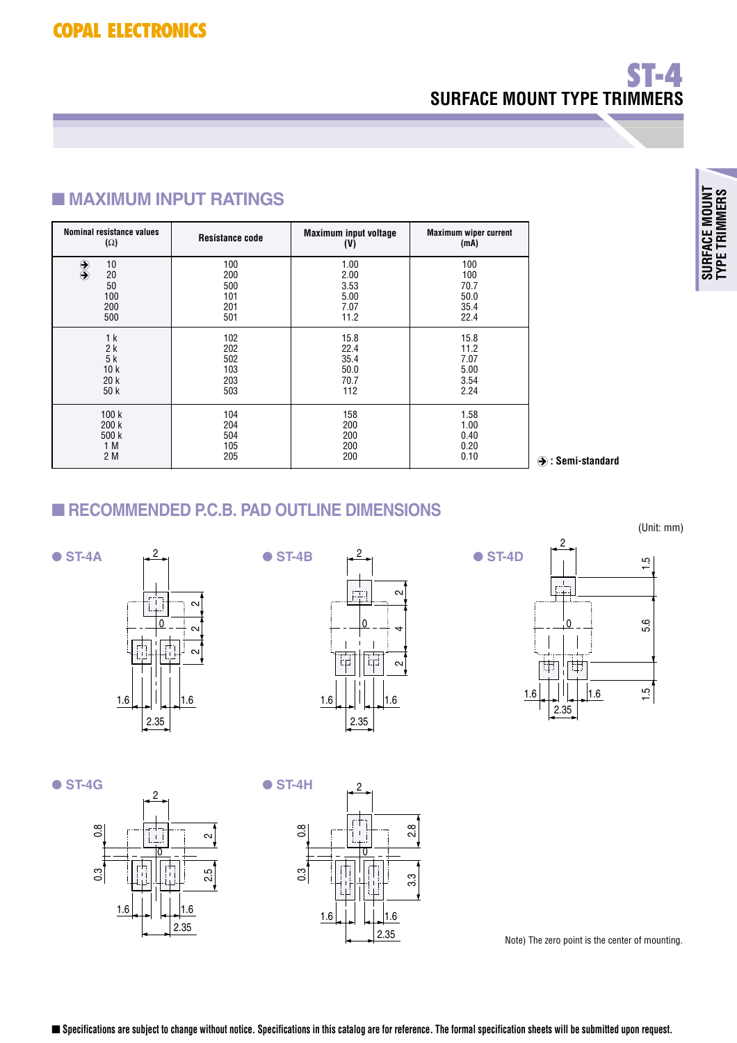# ST-4

## SURFACE MOUNT TYPE TRIMMERS

## ■ MAXIMUM INPUT RATINGS

| Nominal resistance values (Ω) | Resistance code | Maximum input voltage (V) | Maximum wiper current (mA) |
|---|---|---|---|
| ➔ 10 | 100 | 1.00 | 100 |
| ➔ 20 | 200 | 2.00 | 100 |
| 50 | 500 | 3.53 | 70.7 |
| 100 | 101 | 5.00 | 50.0 |
| 200 | 201 | 7.07 | 35.4 |
| 500 | 501 | 11.2 | 22.4 |
| 1 k | 102 | 15.8 | 15.8 |
| 2 k | 202 | 22.4 | 11.2 |
| 5 k | 502 | 35.4 | 7.07 |
| 10 k | 103 | 50.0 | 5.00 |
| 20 k | 203 | 70.7 | 3.54 |
| 50 k | 503 | 112 | 2.24 |
| 100 k | 104 | 158 | 1.58 |
| 200 k | 204 | 200 | 1.00 |
| 500 k | 504 | 200 | 0.40 |
| 1 M | 105 | 200 | 0.20 |
| 2 M | 205 | 200 | 0.10 |

➔ : Semi-standard

## ■ RECOMMENDED P.C.B. PAD OUTLINE DIMENSIONS

(Unit: mm)

● ST-4A

● ST-4B

● ST-4D

● ST-4G

● ST-4H

Note) The zero point is the center of mounting.

■ Specifications are subject to change without notice. Specifications in this catalog are for reference. The formal specification sheets will be submitted upon request.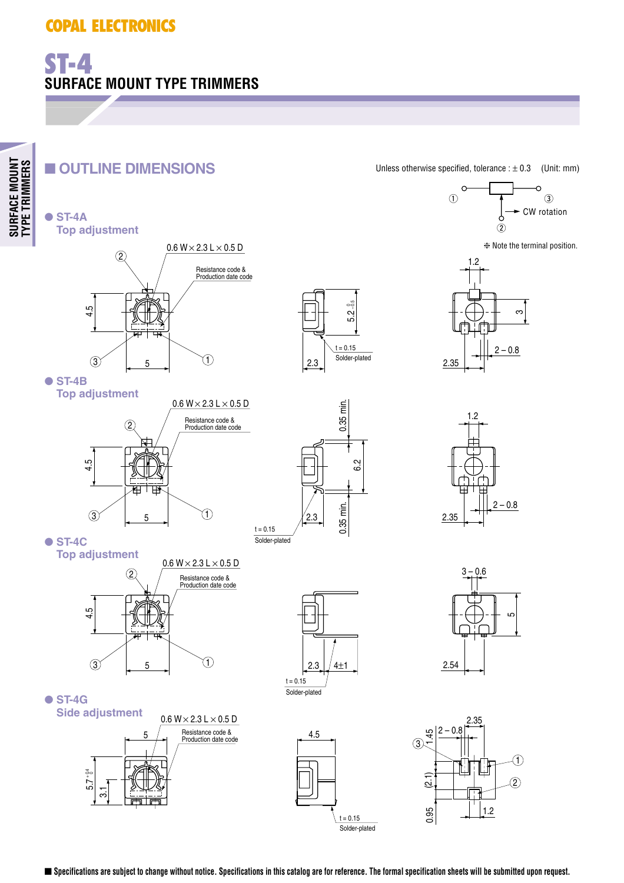COPAL ELECTRONICS

# ST-4

## SURFACE MOUNT TYPE TRIMMERS

## ■ OUTLINE DIMENSIONS

Unless otherwise specified, tolerance : ± 0.3 (Unit: mm)

① ③ ② CW rotation

❈ Note the terminal position.

### ● ST-4A
Top adjustment

0.6 W × 2.3 L × 0.5 D

Resistance code & Production date code

4.5, 5, 2.3, $5.2^{\ 0}_{-0.5}$, t = 0.15 Solder-plated, 1.2, 3, 2 – 0.8, 2.35

### ● ST-4B
Top adjustment

0.6 W × 2.3 L × 0.5 D

Resistance code & Production date code

4.5, 5, 0.35 min., 6.2, 2.3, 0.35 min., t = 0.15 Solder-plated, 1.2, 2 – 0.8, 2.35

### ● ST-4C
Top adjustment

0.6 W × 2.3 L × 0.5 D

Resistance code & Production date code

4.5, 5, 2.3, 4±1, t = 0.15 Solder-plated, 3 – 0.6, 5, 2.54

### ● ST-4G
Side adjustment

0.6 W × 2.3 L × 0.5 D

Resistance code & Production date code

5, $5.7^{+0.4}_{\ 0}$, 3.1, 4.5, t = 0.15 Solder-plated, 2.35, 2 – 0.8, 1.45, (2.1), 0.95, 1.2

■ Specifications are subject to change without notice. Specifications in this catalog are for reference. The formal specification sheets will be submitted upon request.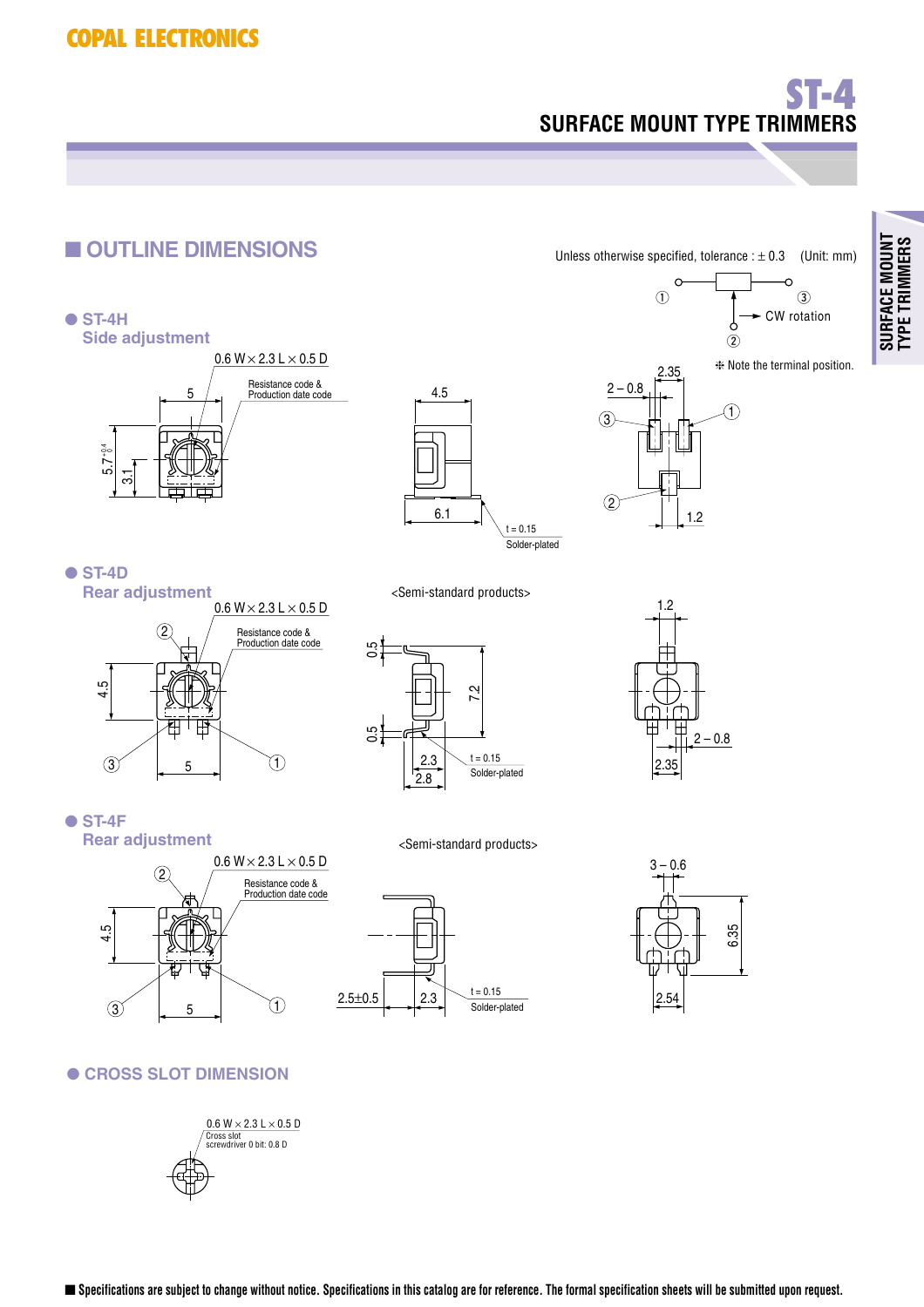# ST-4

## SURFACE MOUNT TYPE TRIMMERS

## OUTLINE DIMENSIONS

Unless otherwise specified, tolerance : ± 0.3 (Unit: mm)

① ③ ② CW rotation

※ Note the terminal position.

### ● ST-4H
Side adjustment

0.6 W × 2.3 L × 0.5 D

Resistance code & Production date code

5, $5.7^{+0.4}_{0}$, 3.1, 4.5, 6.1, t = 0.15 Solder-plated

2.35, 2 – 0.8, 1.2, ①, ②, ③

### ● ST-4D
Rear adjustment

0.6 W × 2.3 L × 0.5 D

Resistance code & Production date code

<Semi-standard products>

4.5, 5, 0.5, 0.5, 7.2, 2.3, 2.8, t = 0.15 Solder-plated

1.2, 2 – 0.8, 2.35, ①, ②, ③

### ● ST-4F
Rear adjustment

0.6 W × 2.3 L × 0.5 D

Resistance code & Production date code

<Semi-standard products>

4.5, 5, 2.5±0.5, 2.3, t = 0.15 Solder-plated

3 – 0.6, 6.35, 2.54, ①, ②, ③

### ● CROSS SLOT DIMENSION

0.6 W × 2.3 L × 0.5 D

Cross slot screwdriver 0 bit: 0.8 D

■ Specifications are subject to change without notice. Specifications in this catalog are for reference. The formal specification sheets will be submitted upon request.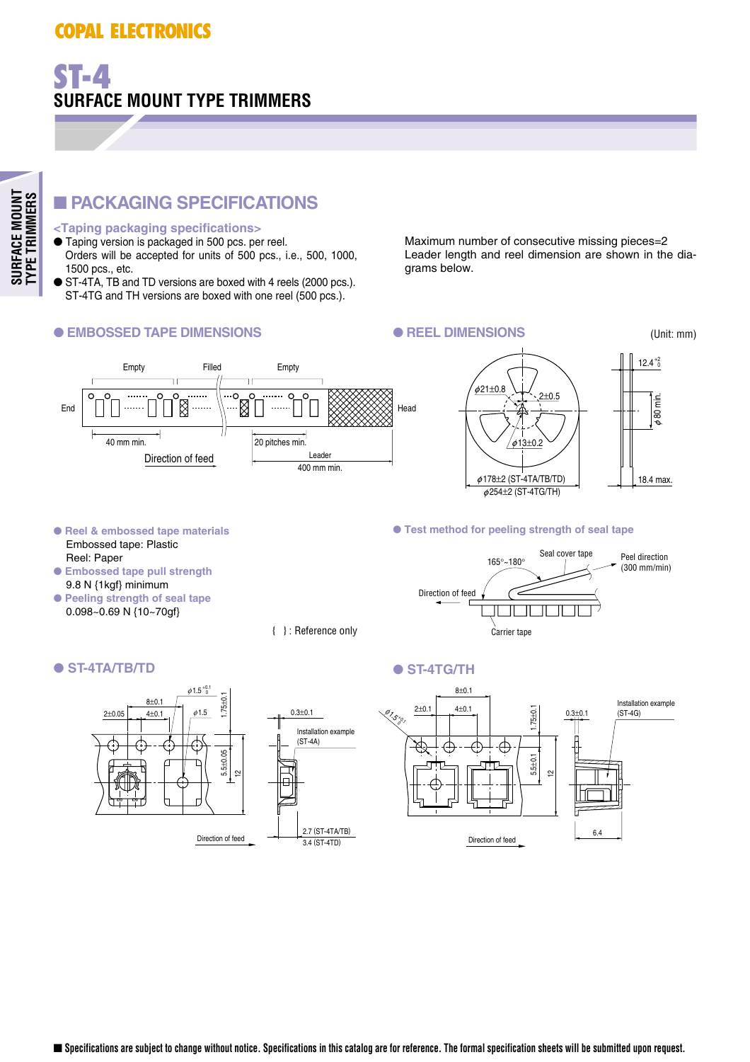# ST-4

## SURFACE MOUNT TYPE TRIMMERS

## PACKAGING SPECIFICATIONS

### <Taping packaging specifications>

- Taping version is packaged in 500 pcs. per reel.
  Orders will be accepted for units of 500 pcs., i.e., 500, 1000, 1500 pcs., etc.
- ST-4TA, TB and TD versions are boxed with 4 reels (2000 pcs.).
  ST-4TG and TH versions are boxed with one reel (500 pcs.).

Maximum number of consecutive missing pieces=2
Leader length and reel dimension are shown in the diagrams below.

### ● EMBOSSED TAPE DIMENSIONS

End — Empty — Filled — Empty — Head

40 mm min. — Direction of feed — 20 pitches min. — Leader 400 mm min.

### ● REEL DIMENSIONS

(Unit: mm)

$\phi$21±0.8, 2±0.5, $\phi$13±0.2, $\phi$178±2 (ST-4TA/TB/TD), $\phi$254±2 (ST-4TG/TH), $12.4^{+2}_{0}$, $\phi$80 min., 18.4 max.

### ● Reel & embossed tape materials

Embossed tape: Plastic
Reel: Paper

### ● Embossed tape pull strength

9.8 N {1kgf} minimum

### ● Peeling strength of seal tape

0.098~0.69 N {10~70gf}

{ } : Reference only

### ● Test method for peeling strength of seal tape

165°~180°, Seal cover tape, Peel direction (300 mm/min), Direction of feed, Carrier tape

### ● ST-4TA/TB/TD

2±0.05, 8±0.1, 4±0.1, $\phi1.5^{+0.1}_{0}$, $\phi$1.5, 1.75±0.1, 5.5±0.05, 12, 0.3±0.1, Installation example (ST-4A), 2.7 (ST-4TA/TB), 3.4 (ST-4TD), Direction of feed

### ● ST-4TG/TH

$\phi1.5^{+0.1}_{0}$, 2±0.1, 8±0.1, 4±0.1, 1.75±0.1, 5.5±0.1, 12, 0.3±0.1, Installation example (ST-4G), 6.4, Direction of feed

■ Specifications are subject to change without notice. Specifications in this catalog are for reference. The formal specification sheets will be submitted upon request.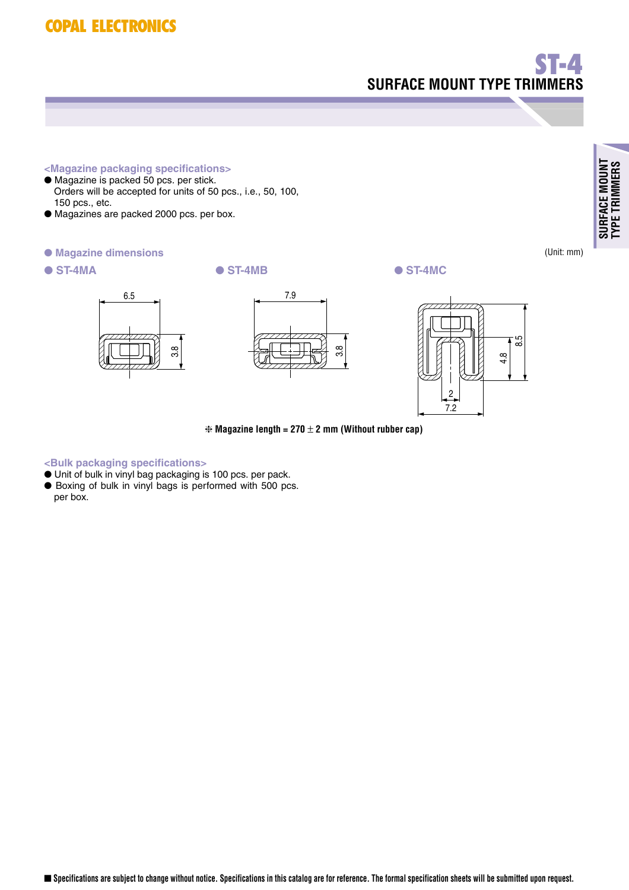## <Magazine packaging specifications>

- Magazine is packed 50 pcs. per stick.
  Orders will be accepted for units of 50 pcs., i.e., 50, 100, 150 pcs., etc.
- Magazines are packed 2000 pcs. per box.

### ● Magazine dimensions

(Unit: mm)

● ST-4MA

6.5
3.8

● ST-4MB

7.9
3.8

● ST-4MC

8.5
4.8
2
7.2

❇ Magazine length = 270 ± 2 mm (Without rubber cap)

## <Bulk packaging specifications>

- Unit of bulk in vinyl bag packaging is 100 pcs. per pack.
- Boxing of bulk in vinyl bags is performed with 500 pcs. per box.

■ Specifications are subject to change without notice. Specifications in this catalog are for reference. The formal specification sheets will be submitted upon request.